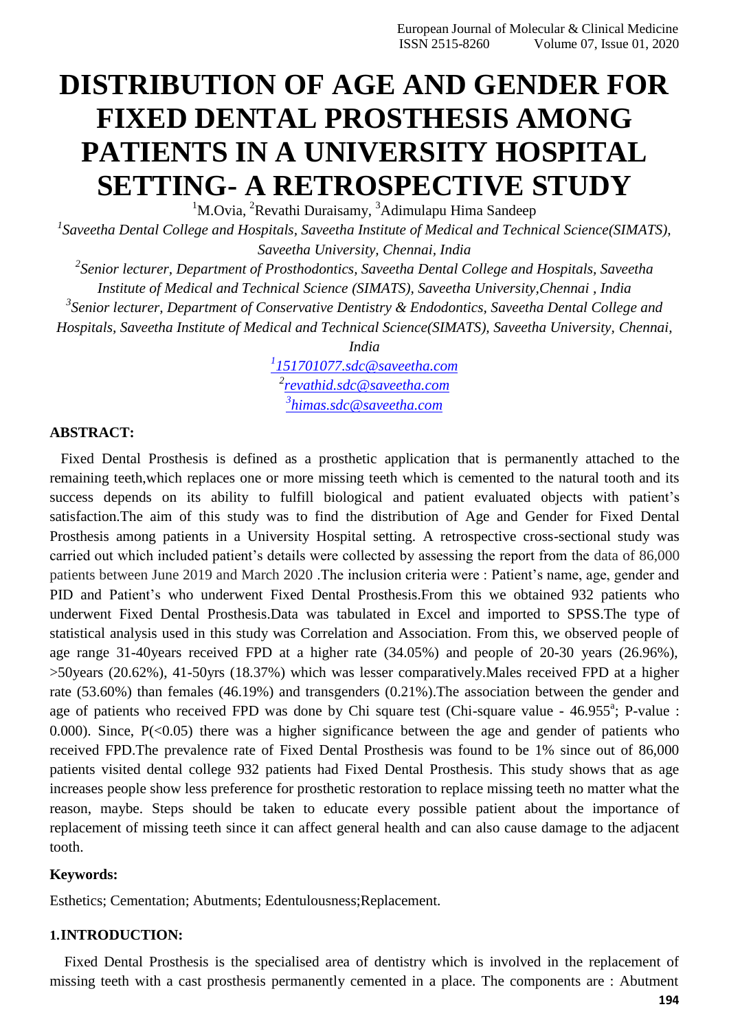# DISTRIBUTION OF AGE AND GENDER FOR FIXED DENTAL PROSTHESIS AMONG PATIENTS IN A UNIVERSITY HOSPITAL SETTING- A RETROSPECTIVE STUDY

[1]M.Ovia, [2]Revathi Duraisamy, [3]Adimulapu Hima Sandeep

*[1]Saveetha Dental College and Hospitals, Saveetha Institute of Medical and Technical Science(SIMATS), Saveetha University, Chennai, India*

*[2]Senior lecturer, Department of Prosthodontics, Saveetha Dental College and Hospitals, Saveetha Institute of Medical and Technical Science (SIMATS), Saveetha University,Chennai , India*

*[3]Senior lecturer, Department of Conservative Dentistry & Endodontics, Saveetha Dental College and Hospitals, Saveetha Institute of Medical and Technical Science(SIMATS), Saveetha University, Chennai, India*

*[1]151701077.sdc@saveetha.com*
*[2]revathid.sdc@saveetha.com*
*[3]himas.sdc@saveetha.com*

**ABSTRACT:**

Fixed Dental Prosthesis is defined as a prosthetic application that is permanently attached to the remaining teeth,which replaces one or more missing teeth which is cemented to the natural tooth and its success depends on its ability to fulfill biological and patient evaluated objects with patient's satisfaction.The aim of this study was to find the distribution of Age and Gender for Fixed Dental Prosthesis among patients in a University Hospital setting. A retrospective cross-sectional study was carried out which included patient's details were collected by assessing the report from the data of 86,000 patients between June 2019 and March 2020 .The inclusion criteria were : Patient's name, age, gender and PID and Patient's who underwent Fixed Dental Prosthesis.From this we obtained 932 patients who underwent Fixed Dental Prosthesis.Data was tabulated in Excel and imported to SPSS.The type of statistical analysis used in this study was Correlation and Association. From this, we observed people of age range 31-40years received FPD at a higher rate (34.05%) and people of 20-30 years (26.96%), >50years (20.62%), 41-50yrs (18.37%) which was lesser comparatively.Males received FPD at a higher rate (53.60%) than females (46.19%) and transgenders (0.21%).The association between the gender and age of patients who received FPD was done by Chi square test (Chi-square value - 46.955[a]; P-value : 0.000). Since, P(<0.05) there was a higher significance between the age and gender of patients who received FPD.The prevalence rate of Fixed Dental Prosthesis was found to be 1% since out of 86,000 patients visited dental college 932 patients had Fixed Dental Prosthesis. This study shows that as age increases people show less preference for prosthetic restoration to replace missing teeth no matter what the reason, maybe. Steps should be taken to educate every possible patient about the importance of replacement of missing teeth since it can affect general health and can also cause damage to the adjacent tooth.

**Keywords:**

Esthetics; Cementation; Abutments; Edentulousness;Replacement.

## 1.INTRODUCTION:

Fixed Dental Prosthesis is the specialised area of dentistry which is involved in the replacement of missing teeth with a cast prosthesis permanently cemented in a place. The components are : Abutment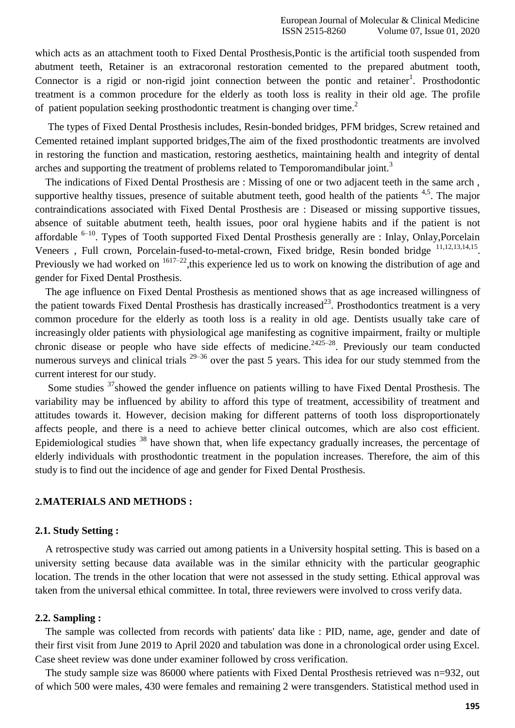which acts as an attachment tooth to Fixed Dental Prosthesis,Pontic is the artificial tooth suspended from abutment teeth, Retainer is an extracoronal restoration cemented to the prepared abutment tooth, Connector is a rigid or non-rigid joint connection between the pontic and retainer[1]. Prosthodontic treatment is a common procedure for the elderly as tooth loss is reality in their old age. The profile of patient population seeking prosthodontic treatment is changing over time.[2]

The types of Fixed Dental Prosthesis includes, Resin-bonded bridges, PFM bridges, Screw retained and Cemented retained implant supported bridges,The aim of the fixed prosthodontic treatments are involved in restoring the function and mastication, restoring aesthetics, maintaining health and integrity of dental arches and supporting the treatment of problems related to Temporomandibular joint.[3]

The indications of Fixed Dental Prosthesis are : Missing of one or two adjacent teeth in the same arch , supportive healthy tissues, presence of suitable abutment teeth, good health of the patients [4,5]. The major contraindications associated with Fixed Dental Prosthesis are : Diseased or missing supportive tissues, absence of suitable abutment teeth, health issues, poor oral hygiene habits and if the patient is not affordable [6–10]. Types of Tooth supported Fixed Dental Prosthesis generally are : Inlay, Onlay,Porcelain Veneers , Full crown, Porcelain-fused-to-metal-crown, Fixed bridge, Resin bonded bridge [11,12,13,14,15]. Previously we had worked on [1617–22],this experience led us to work on knowing the distribution of age and gender for Fixed Dental Prosthesis.

The age influence on Fixed Dental Prosthesis as mentioned shows that as age increased willingness of the patient towards Fixed Dental Prosthesis has drastically increased[23]. Prosthodontics treatment is a very common procedure for the elderly as tooth loss is a reality in old age. Dentists usually take care of increasingly older patients with physiological age manifesting as cognitive impairment, frailty or multiple chronic disease or people who have side effects of medicine.[2425–28]. Previously our team conducted numerous surveys and clinical trials [29–36] over the past 5 years. This idea for our study stemmed from the current interest for our study.

Some studies [37]showed the gender influence on patients willing to have Fixed Dental Prosthesis. The variability may be influenced by ability to afford this type of treatment, accessibility of treatment and attitudes towards it. However, decision making for different patterns of tooth loss disproportionately affects people, and there is a need to achieve better clinical outcomes, which are also cost efficient. Epidemiological studies [38] have shown that, when life expectancy gradually increases, the percentage of elderly individuals with prosthodontic treatment in the population increases. Therefore, the aim of this study is to find out the incidence of age and gender for Fixed Dental Prosthesis.

## 2.MATERIALS AND METHODS :

### 2.1. Study Setting :

A retrospective study was carried out among patients in a University hospital setting. This is based on a university setting because data available was in the similar ethnicity with the particular geographic location. The trends in the other location that were not assessed in the study setting. Ethical approval was taken from the universal ethical committee. In total, three reviewers were involved to cross verify data.

### 2.2. Sampling :

The sample was collected from records with patients' data like : PID, name, age, gender and date of their first visit from June 2019 to April 2020 and tabulation was done in a chronological order using Excel. Case sheet review was done under examiner followed by cross verification.

The study sample size was 86000 where patients with Fixed Dental Prosthesis retrieved was n=932, out of which 500 were males, 430 were females and remaining 2 were transgenders. Statistical method used in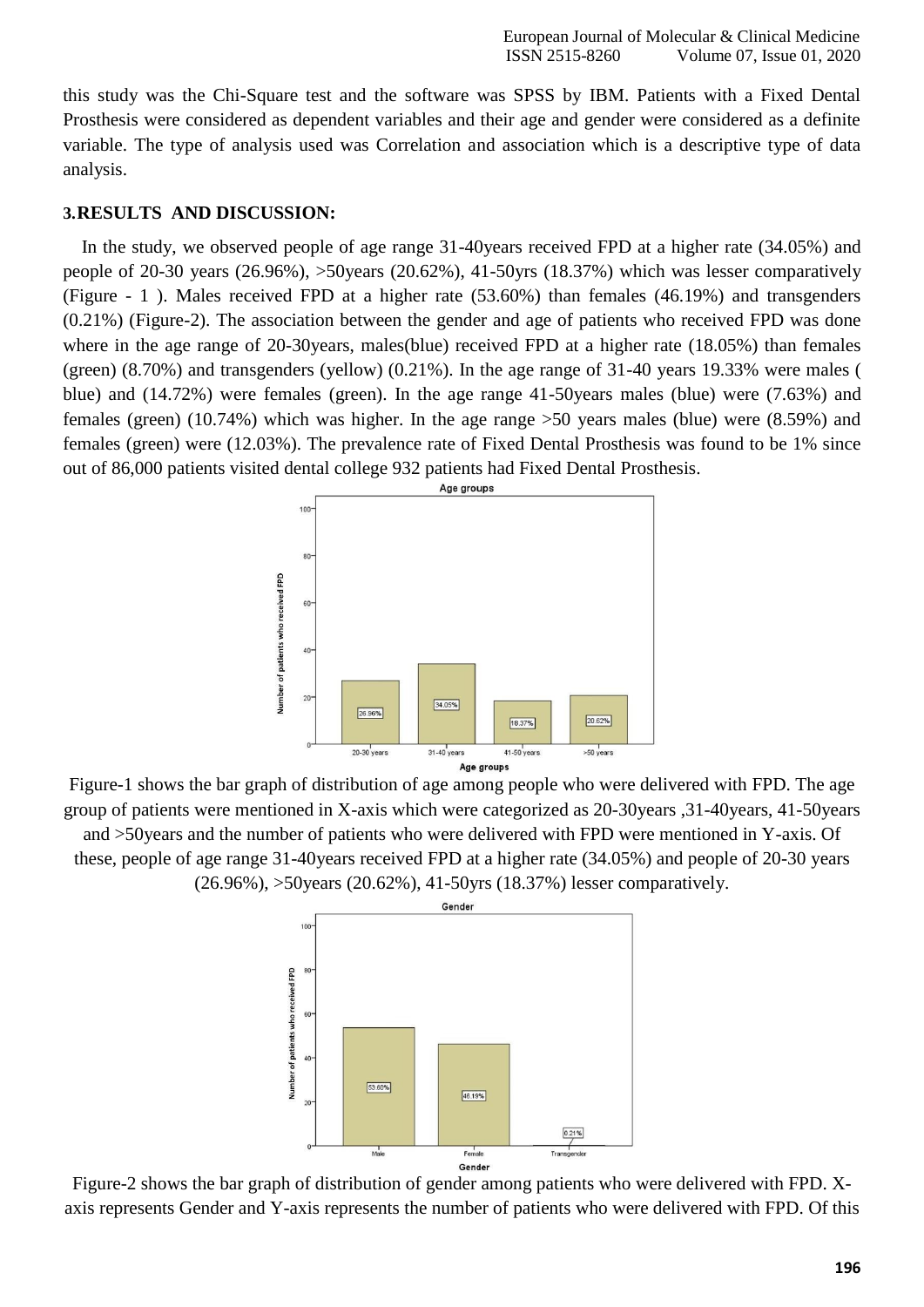this study was the Chi-Square test and the software was SPSS by IBM. Patients with a Fixed Dental Prosthesis were considered as dependent variables and their age and gender were considered as a definite variable. The type of analysis used was Correlation and association which is a descriptive type of data analysis.

## 3.RESULTS AND DISCUSSION:

In the study, we observed people of age range 31-40years received FPD at a higher rate (34.05%) and people of 20-30 years (26.96%), >50years (20.62%), 41-50yrs (18.37%) which was lesser comparatively (Figure - 1 ). Males received FPD at a higher rate (53.60%) than females (46.19%) and transgenders (0.21%) (Figure-2). The association between the gender and age of patients who received FPD was done where in the age range of 20-30years, males(blue) received FPD at a higher rate (18.05%) than females (green) (8.70%) and transgenders (yellow) (0.21%). In the age range of 31-40 years 19.33% were males ( blue) and (14.72%) were females (green). In the age range 41-50years males (blue) were (7.63%) and females (green) (10.74%) which was higher. In the age range >50 years males (blue) were (8.59%) and females (green) were (12.03%). The prevalence rate of Fixed Dental Prosthesis was found to be 1% since out of 86,000 patients visited dental college 932 patients had Fixed Dental Prosthesis.

Figure-1 shows the bar graph of distribution of age among people who were delivered with FPD. The age group of patients were mentioned in X-axis which were categorized as 20-30years ,31-40years, 41-50years and >50years and the number of patients who were delivered with FPD were mentioned in Y-axis. Of these, people of age range 31-40years received FPD at a higher rate (34.05%) and people of 20-30 years (26.96%), >50years (20.62%), 41-50yrs (18.37%) lesser comparatively.

Figure-2 shows the bar graph of distribution of gender among patients who were delivered with FPD. X-axis represents Gender and Y-axis represents the number of patients who were delivered with FPD. Of this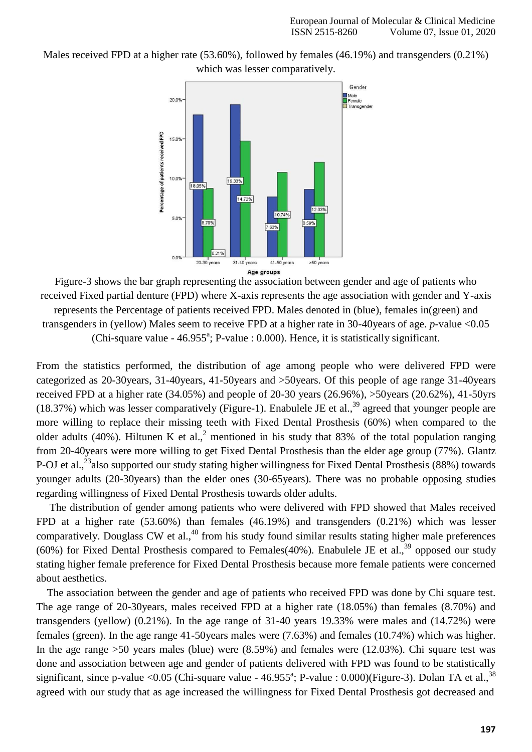Males received FPD at a higher rate (53.60%), followed by females (46.19%) and transgenders (0.21%) which was lesser comparatively.

Figure-3 shows the bar graph representing the association between gender and age of patients who received Fixed partial denture (FPD) where X-axis represents the age association with gender and Y-axis represents the Percentage of patients received FPD. Males denoted in (blue), females in(green) and transgenders in (yellow) Males seem to receive FPD at a higher rate in 30-40years of age. $p$-value <0.05 (Chi-square value - 46.955[a]; P-value : 0.000). Hence, it is statistically significant.

From the statistics performed, the distribution of age among people who were delivered FPD were categorized as 20-30years, 31-40years, 41-50years and >50years. Of this people of age range 31-40years received FPD at a higher rate (34.05%) and people of 20-30 years (26.96%), >50years (20.62%), 41-50yrs (18.37%) which was lesser comparatively (Figure-1). Enabulele JE et al.,[39] agreed that younger people are more willing to replace their missing teeth with Fixed Dental Prosthesis (60%) when compared to the older adults (40%). Hiltunen K et al.,[2] mentioned in his study that 83% of the total population ranging from 20-40years were more willing to get Fixed Dental Prosthesis than the elder age group (77%). Glantz P-OJ et al.,[23]also supported our study stating higher willingness for Fixed Dental Prosthesis (88%) towards younger adults (20-30years) than the elder ones (30-65years). There was no probable opposing studies regarding willingness of Fixed Dental Prosthesis towards older adults.

The distribution of gender among patients who were delivered with FPD showed that Males received FPD at a higher rate (53.60%) than females (46.19%) and transgenders (0.21%) which was lesser comparatively. Douglass CW et al.,[40] from his study found similar results stating higher male preferences (60%) for Fixed Dental Prosthesis compared to Females(40%). Enabulele JE et al.,[39] opposed our study stating higher female preference for Fixed Dental Prosthesis because more female patients were concerned about aesthetics.

The association between the gender and age of patients who received FPD was done by Chi square test. The age range of 20-30years, males received FPD at a higher rate (18.05%) than females (8.70%) and transgenders (yellow) (0.21%). In the age range of 31-40 years 19.33% were males and (14.72%) were females (green). In the age range 41-50years males were (7.63%) and females (10.74%) which was higher. In the age range >50 years males (blue) were (8.59%) and females were (12.03%). Chi square test was done and association between age and gender of patients delivered with FPD was found to be statistically significant, since p-value <0.05 (Chi-square value - 46.955[a]; P-value : 0.000)(Figure-3). Dolan TA et al.,[38] agreed with our study that as age increased the willingness for Fixed Dental Prosthesis got decreased and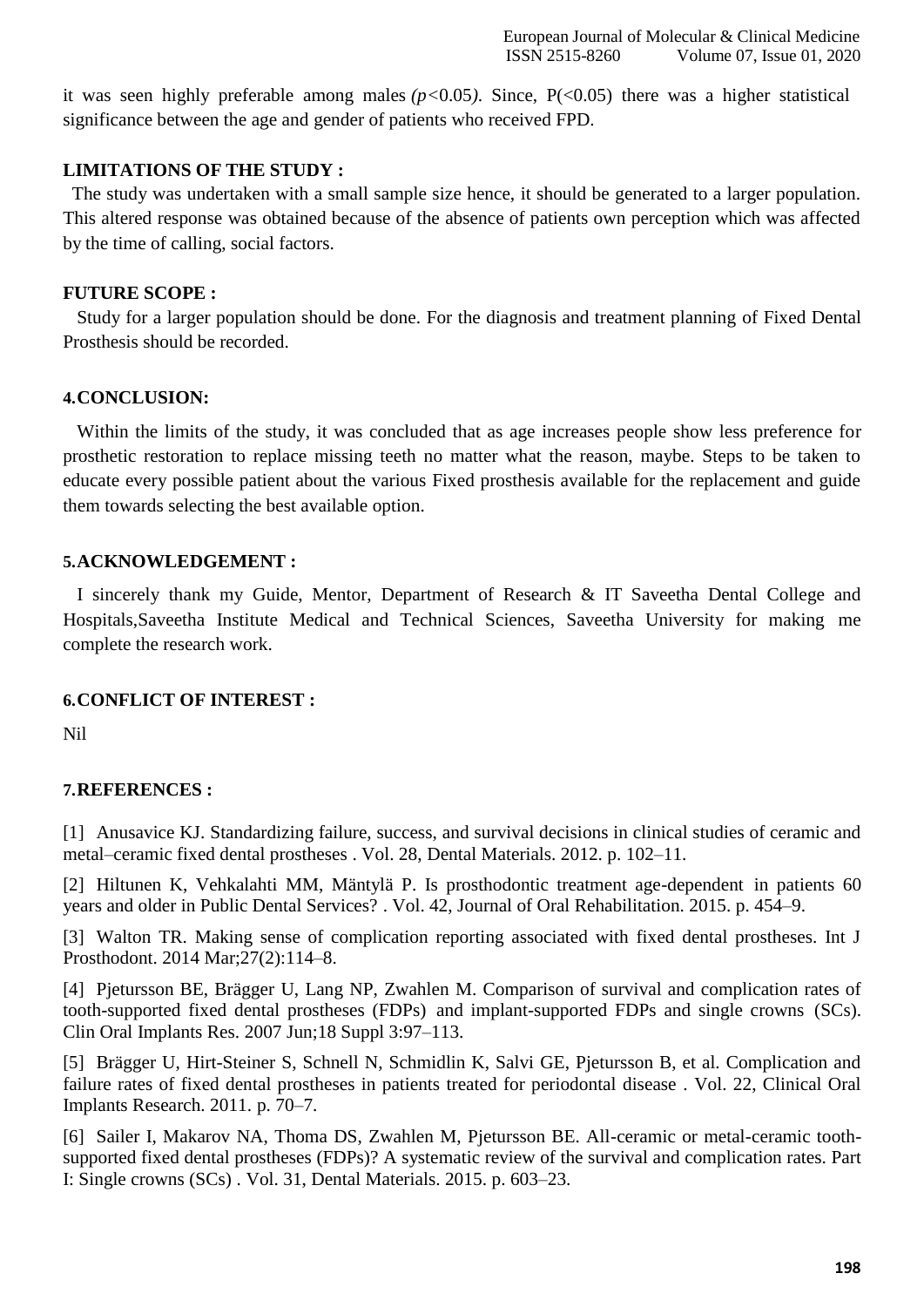it was seen highly preferable among males *($p<0.05$)*. Since, P($<0.05$) there was a higher statistical significance between the age and gender of patients who received FPD.

### LIMITATIONS OF THE STUDY :

The study was undertaken with a small sample size hence, it should be generated to a larger population. This altered response was obtained because of the absence of patients own perception which was affected by the time of calling, social factors.

### FUTURE SCOPE :

Study for a larger population should be done. For the diagnosis and treatment planning of Fixed Dental Prosthesis should be recorded.

## 4. CONCLUSION:

Within the limits of the study, it was concluded that as age increases people show less preference for prosthetic restoration to replace missing teeth no matter what the reason, maybe. Steps to be taken to educate every possible patient about the various Fixed prosthesis available for the replacement and guide them towards selecting the best available option.

## 5. ACKNOWLEDGEMENT :

I sincerely thank my Guide, Mentor, Department of Research & IT Saveetha Dental College and Hospitals,Saveetha Institute Medical and Technical Sciences, Saveetha University for making me complete the research work.

## 6. CONFLICT OF INTEREST :

Nil

## 7. REFERENCES :

[1] Anusavice KJ. Standardizing failure, success, and survival decisions in clinical studies of ceramic and metal–ceramic fixed dental prostheses . Vol. 28, Dental Materials. 2012. p. 102–11.

[2] Hiltunen K, Vehkalahti MM, Mäntylä P. Is prosthodontic treatment age-dependent in patients 60 years and older in Public Dental Services? . Vol. 42, Journal of Oral Rehabilitation. 2015. p. 454–9.

[3] Walton TR. Making sense of complication reporting associated with fixed dental prostheses. Int J Prosthodont. 2014 Mar;27(2):114–8.

[4] Pjetursson BE, Brägger U, Lang NP, Zwahlen M. Comparison of survival and complication rates of tooth-supported fixed dental prostheses (FDPs) and implant-supported FDPs and single crowns (SCs). Clin Oral Implants Res. 2007 Jun;18 Suppl 3:97–113.

[5] Brägger U, Hirt-Steiner S, Schnell N, Schmidlin K, Salvi GE, Pjetursson B, et al. Complication and failure rates of fixed dental prostheses in patients treated for periodontal disease . Vol. 22, Clinical Oral Implants Research. 2011. p. 70–7.

[6] Sailer I, Makarov NA, Thoma DS, Zwahlen M, Pjetursson BE. All-ceramic or metal-ceramic tooth-supported fixed dental prostheses (FDPs)? A systematic review of the survival and complication rates. Part I: Single crowns (SCs) . Vol. 31, Dental Materials. 2015. p. 603–23.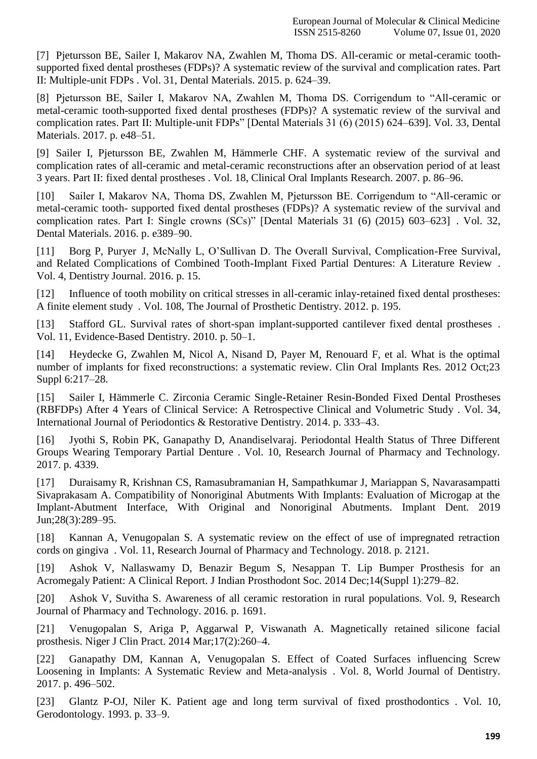[7] Pjetursson BE, Sailer I, Makarov NA, Zwahlen M, Thoma DS. All-ceramic or metal-ceramic tooth-supported fixed dental prostheses (FDPs)? A systematic review of the survival and complication rates. Part II: Multiple-unit FDPs . Vol. 31, Dental Materials. 2015. p. 624–39.

[8] Pjetursson BE, Sailer I, Makarov NA, Zwahlen M, Thoma DS. Corrigendum to "All-ceramic or metal-ceramic tooth-supported fixed dental prostheses (FDPs)? A systematic review of the survival and complication rates. Part II: Multiple-unit FDPs" [Dental Materials 31 (6) (2015) 624–639]. Vol. 33, Dental Materials. 2017. p. e48–51.

[9] Sailer I, Pjetursson BE, Zwahlen M, Hämmerle CHF. A systematic review of the survival and complication rates of all-ceramic and metal-ceramic reconstructions after an observation period of at least 3 years. Part II: fixed dental prostheses . Vol. 18, Clinical Oral Implants Research. 2007. p. 86–96.

[10] Sailer I, Makarov NA, Thoma DS, Zwahlen M, Pjetursson BE. Corrigendum to "All-ceramic or metal-ceramic tooth- supported fixed dental prostheses (FDPs)? A systematic review of the survival and complication rates. Part I: Single crowns (SCs)" [Dental Materials 31 (6) (2015) 603–623] . Vol. 32, Dental Materials. 2016. p. e389–90.

[11] Borg P, Puryer J, McNally L, O'Sullivan D. The Overall Survival, Complication-Free Survival, and Related Complications of Combined Tooth-Implant Fixed Partial Dentures: A Literature Review . Vol. 4, Dentistry Journal. 2016. p. 15.

[12] Influence of tooth mobility on critical stresses in all-ceramic inlay-retained fixed dental prostheses: A finite element study . Vol. 108, The Journal of Prosthetic Dentistry. 2012. p. 195.

[13] Stafford GL. Survival rates of short-span implant-supported cantilever fixed dental prostheses . Vol. 11, Evidence-Based Dentistry. 2010. p. 50–1.

[14] Heydecke G, Zwahlen M, Nicol A, Nisand D, Payer M, Renouard F, et al. What is the optimal number of implants for fixed reconstructions: a systematic review. Clin Oral Implants Res. 2012 Oct;23 Suppl 6:217–28.

[15] Sailer I, Hämmerle C. Zirconia Ceramic Single-Retainer Resin-Bonded Fixed Dental Prostheses (RBFDPs) After 4 Years of Clinical Service: A Retrospective Clinical and Volumetric Study . Vol. 34, International Journal of Periodontics & Restorative Dentistry. 2014. p. 333–43.

[16] Jyothi S, Robin PK, Ganapathy D, Anandiselvaraj. Periodontal Health Status of Three Different Groups Wearing Temporary Partial Denture . Vol. 10, Research Journal of Pharmacy and Technology. 2017. p. 4339.

[17] Duraisamy R, Krishnan CS, Ramasubramanian H, Sampathkumar J, Mariappan S, Navarasampatti Sivaprakasam A. Compatibility of Nonoriginal Abutments With Implants: Evaluation of Microgap at the Implant-Abutment Interface, With Original and Nonoriginal Abutments. Implant Dent. 2019 Jun;28(3):289–95.

[18] Kannan A, Venugopalan S. A systematic review on the effect of use of impregnated retraction cords on gingiva . Vol. 11, Research Journal of Pharmacy and Technology. 2018. p. 2121.

[19] Ashok V, Nallaswamy D, Benazir Begum S, Nesappan T. Lip Bumper Prosthesis for an Acromegaly Patient: A Clinical Report. J Indian Prosthodont Soc. 2014 Dec;14(Suppl 1):279–82.

[20] Ashok V, Suvitha S. Awareness of all ceramic restoration in rural populations. Vol. 9, Research Journal of Pharmacy and Technology. 2016. p. 1691.

[21] Venugopalan S, Ariga P, Aggarwal P, Viswanath A. Magnetically retained silicone facial prosthesis. Niger J Clin Pract. 2014 Mar;17(2):260–4.

[22] Ganapathy DM, Kannan A, Venugopalan S. Effect of Coated Surfaces influencing Screw Loosening in Implants: A Systematic Review and Meta-analysis . Vol. 8, World Journal of Dentistry. 2017. p. 496–502.

[23] Glantz P-OJ, Niler K. Patient age and long term survival of fixed prosthodontics . Vol. 10, Gerodontology. 1993. p. 33–9.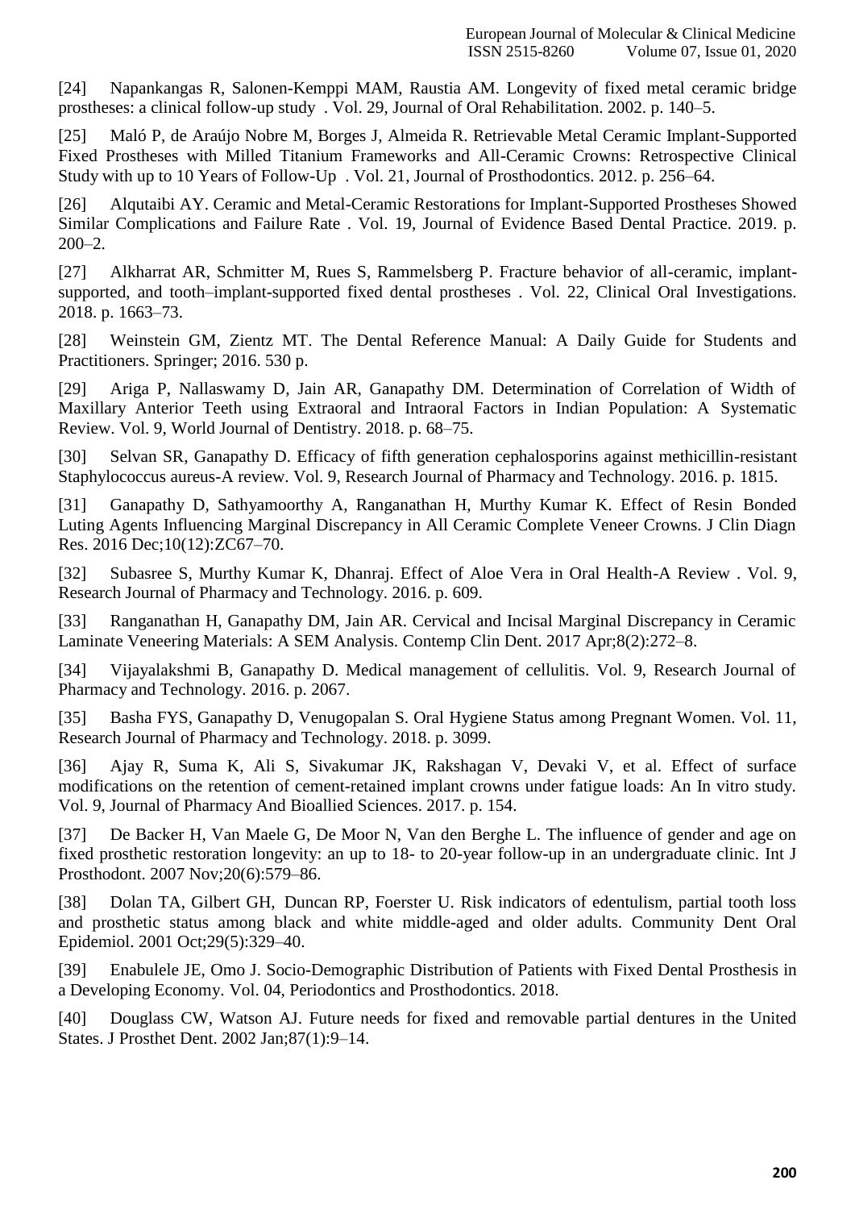[24] Napankangas R, Salonen-Kemppi MAM, Raustia AM. Longevity of fixed metal ceramic bridge prostheses: a clinical follow-up study . Vol. 29, Journal of Oral Rehabilitation. 2002. p. 140–5.

[25] Maló P, de Araújo Nobre M, Borges J, Almeida R. Retrievable Metal Ceramic Implant-Supported Fixed Prostheses with Milled Titanium Frameworks and All-Ceramic Crowns: Retrospective Clinical Study with up to 10 Years of Follow-Up . Vol. 21, Journal of Prosthodontics. 2012. p. 256–64.

[26] Alqutaibi AY. Ceramic and Metal-Ceramic Restorations for Implant-Supported Prostheses Showed Similar Complications and Failure Rate . Vol. 19, Journal of Evidence Based Dental Practice. 2019. p. 200–2.

[27] Alkharrat AR, Schmitter M, Rues S, Rammelsberg P. Fracture behavior of all-ceramic, implant-supported, and tooth–implant-supported fixed dental prostheses . Vol. 22, Clinical Oral Investigations. 2018. p. 1663–73.

[28] Weinstein GM, Zientz MT. The Dental Reference Manual: A Daily Guide for Students and Practitioners. Springer; 2016. 530 p.

[29] Ariga P, Nallaswamy D, Jain AR, Ganapathy DM. Determination of Correlation of Width of Maxillary Anterior Teeth using Extraoral and Intraoral Factors in Indian Population: A Systematic Review. Vol. 9, World Journal of Dentistry. 2018. p. 68–75.

[30] Selvan SR, Ganapathy D. Efficacy of fifth generation cephalosporins against methicillin-resistant Staphylococcus aureus-A review. Vol. 9, Research Journal of Pharmacy and Technology. 2016. p. 1815.

[31] Ganapathy D, Sathyamoorthy A, Ranganathan H, Murthy Kumar K. Effect of Resin Bonded Luting Agents Influencing Marginal Discrepancy in All Ceramic Complete Veneer Crowns. J Clin Diagn Res. 2016 Dec;10(12):ZC67–70.

[32] Subasree S, Murthy Kumar K, Dhanraj. Effect of Aloe Vera in Oral Health-A Review . Vol. 9, Research Journal of Pharmacy and Technology. 2016. p. 609.

[33] Ranganathan H, Ganapathy DM, Jain AR. Cervical and Incisal Marginal Discrepancy in Ceramic Laminate Veneering Materials: A SEM Analysis. Contemp Clin Dent. 2017 Apr;8(2):272–8.

[34] Vijayalakshmi B, Ganapathy D. Medical management of cellulitis. Vol. 9, Research Journal of Pharmacy and Technology. 2016. p. 2067.

[35] Basha FYS, Ganapathy D, Venugopalan S. Oral Hygiene Status among Pregnant Women. Vol. 11, Research Journal of Pharmacy and Technology. 2018. p. 3099.

[36] Ajay R, Suma K, Ali S, Sivakumar JK, Rakshagan V, Devaki V, et al. Effect of surface modifications on the retention of cement-retained implant crowns under fatigue loads: An In vitro study. Vol. 9, Journal of Pharmacy And Bioallied Sciences. 2017. p. 154.

[37] De Backer H, Van Maele G, De Moor N, Van den Berghe L. The influence of gender and age on fixed prosthetic restoration longevity: an up to 18- to 20-year follow-up in an undergraduate clinic. Int J Prosthodont. 2007 Nov;20(6):579–86.

[38] Dolan TA, Gilbert GH, Duncan RP, Foerster U. Risk indicators of edentulism, partial tooth loss and prosthetic status among black and white middle-aged and older adults. Community Dent Oral Epidemiol. 2001 Oct;29(5):329–40.

[39] Enabulele JE, Omo J. Socio-Demographic Distribution of Patients with Fixed Dental Prosthesis in a Developing Economy. Vol. 04, Periodontics and Prosthodontics. 2018.

[40] Douglass CW, Watson AJ. Future needs for fixed and removable partial dentures in the United States. J Prosthet Dent. 2002 Jan;87(1):9–14.